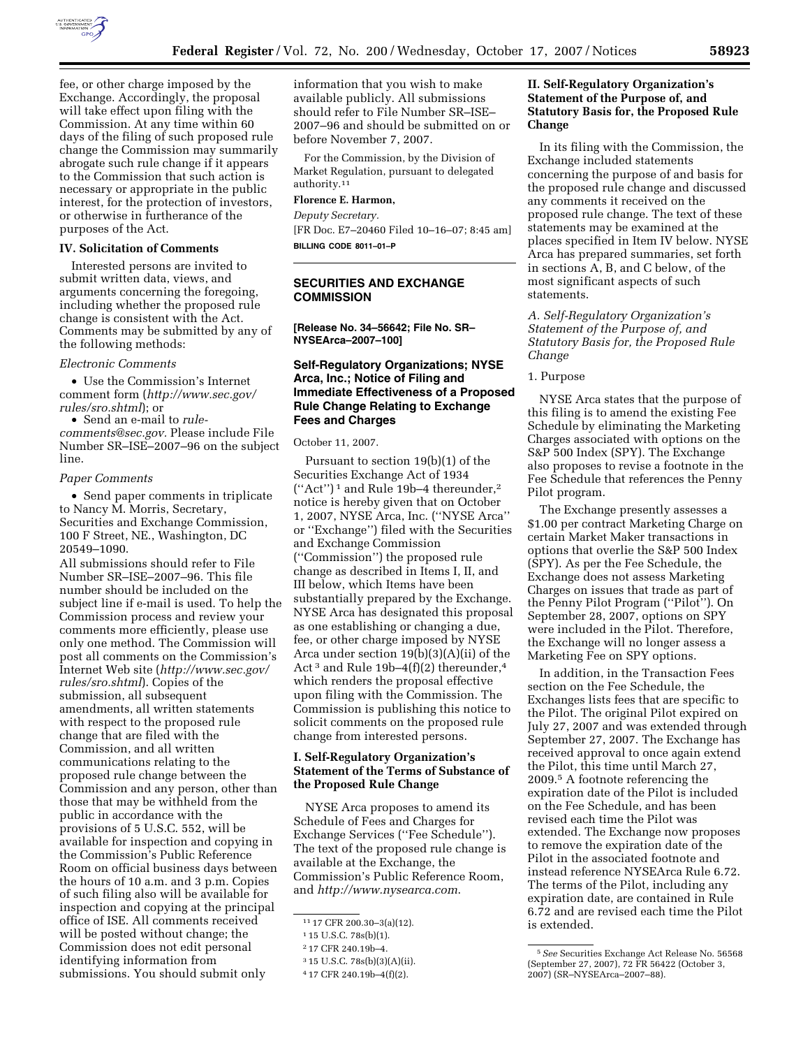fee, or other charge imposed by the Exchange. Accordingly, the proposal will take effect upon filing with the Commission. At any time within 60 days of the filing of such proposed rule change the Commission may summarily abrogate such rule change if it appears to the Commission that such action is necessary or appropriate in the public interest, for the protection of investors, or otherwise in furtherance of the purposes of the Act.

### IV. Solicitation of Comments

Interested persons are invited to submit written data, views, and arguments concerning the foregoing, including whether the proposed rule change is consistent with the Act. Comments may be submitted by any of the following methods:

*Electronic Comments*

- Use the Commission's Internet comment form (*http://www.sec.gov/rules/sro.shtml*); or
- Send an e-mail to *rule-comments@sec.gov*. Please include File Number SR–ISE–2007–96 on the subject line.

*Paper Comments*

- Send paper comments in triplicate to Nancy M. Morris, Secretary, Securities and Exchange Commission, 100 F Street, NE., Washington, DC 20549–1090.

All submissions should refer to File Number SR–ISE–2007–96. This file number should be included on the subject line if e-mail is used. To help the Commission process and review your comments more efficiently, please use only one method. The Commission will post all comments on the Commission's Internet Web site (*http://www.sec.gov/rules/sro.shtml*). Copies of the submission, all subsequent amendments, all written statements with respect to the proposed rule change that are filed with the Commission, and all written communications relating to the proposed rule change between the Commission and any person, other than those that may be withheld from the public in accordance with the provisions of 5 U.S.C. 552, will be available for inspection and copying in the Commission's Public Reference Room on official business days between the hours of 10 a.m. and 3 p.m. Copies of such filing also will be available for inspection and copying at the principal office of ISE. All comments received will be posted without change; the Commission does not edit personal identifying information from submissions. You should submit only information that you wish to make available publicly. All submissions should refer to File Number SR–ISE–2007–96 and should be submitted on or before November 7, 2007.

For the Commission, by the Division of Market Regulation, pursuant to delegated authority.[11]

**Florence E. Harmon,**

*Deputy Secretary.*

[FR Doc. E7–20460 Filed 10–16–07; 8:45 am]

**BILLING CODE 8011–01–P**

---

## SECURITIES AND EXCHANGE COMMISSION

**[Release No. 34–56642; File No. SR–NYSEArca–2007–100]**

## Self-Regulatory Organizations; NYSE Arca, Inc.; Notice of Filing and Immediate Effectiveness of a Proposed Rule Change Relating to Exchange Fees and Charges

October 11, 2007.

Pursuant to section 19(b)(1) of the Securities Exchange Act of 1934 (''Act'')[1] and Rule 19b–4 thereunder,[2] notice is hereby given that on October 1, 2007, NYSE Arca, Inc. (''NYSE Arca'' or ''Exchange'') filed with the Securities and Exchange Commission (''Commission'') the proposed rule change as described in Items I, II, and III below, which Items have been substantially prepared by the Exchange. NYSE Arca has designated this proposal as one establishing or changing a due, fee, or other charge imposed by NYSE Arca under section 19(b)(3)(A)(ii) of the Act[3] and Rule 19b–4(f)(2) thereunder,[4] which renders the proposal effective upon filing with the Commission. The Commission is publishing this notice to solicit comments on the proposed rule change from interested persons.

### I. Self-Regulatory Organization's Statement of the Terms of Substance of the Proposed Rule Change

NYSE Arca proposes to amend its Schedule of Fees and Charges for Exchange Services (''Fee Schedule''). The text of the proposed rule change is available at the Exchange, the Commission's Public Reference Room, and *http://www.nysearca.com*.

### II. Self-Regulatory Organization's Statement of the Purpose of, and Statutory Basis for, the Proposed Rule Change

In its filing with the Commission, the Exchange included statements concerning the purpose of and basis for the proposed rule change and discussed any comments it received on the proposed rule change. The text of these statements may be examined at the places specified in Item IV below. NYSE Arca has prepared summaries, set forth in sections A, B, and C below, of the most significant aspects of such statements.

*A. Self-Regulatory Organization's Statement of the Purpose of, and Statutory Basis for, the Proposed Rule Change*

1. Purpose

NYSE Arca states that the purpose of this filing is to amend the existing Fee Schedule by eliminating the Marketing Charges associated with options on the S&P 500 Index (SPY). The Exchange also proposes to revise a footnote in the Fee Schedule that references the Penny Pilot program.

The Exchange presently assesses a $1.00 per contract Marketing Charge on certain Market Maker transactions in options that overlie the S&P 500 Index (SPY). As per the Fee Schedule, the Exchange does not assess Marketing Charges on issues that trade as part of the Penny Pilot Program (''Pilot''). On September 28, 2007, options on SPY were included in the Pilot. Therefore, the Exchange will no longer assess a Marketing Fee on SPY options.

In addition, in the Transaction Fees section on the Fee Schedule, the Exchanges lists fees that are specific to the Pilot. The original Pilot expired on July 27, 2007 and was extended through September 27, 2007. The Exchange has received approval to once again extend the Pilot, this time until March 27, 2009.[5] A footnote referencing the expiration date of the Pilot is included on the Fee Schedule, and has been revised each time the Pilot was extended. The Exchange now proposes to remove the expiration date of the Pilot in the associated footnote and instead reference NYSEArca Rule 6.72. The terms of the Pilot, including any expiration date, are contained in Rule 6.72 and are revised each time the Pilot is extended.

---

[11] 17 CFR 200.30–3(a)(12).

[1] 15 U.S.C. 78s(b)(1).

[2] 17 CFR 240.19b–4.

[3] 15 U.S.C. 78s(b)(3)(A)(ii).

[4] 17 CFR 240.19b–4(f)(2).

[5] *See* Securities Exchange Act Release No. 56568 (September 27, 2007), 72 FR 56422 (October 3, 2007) (SR–NYSEArca–2007–88).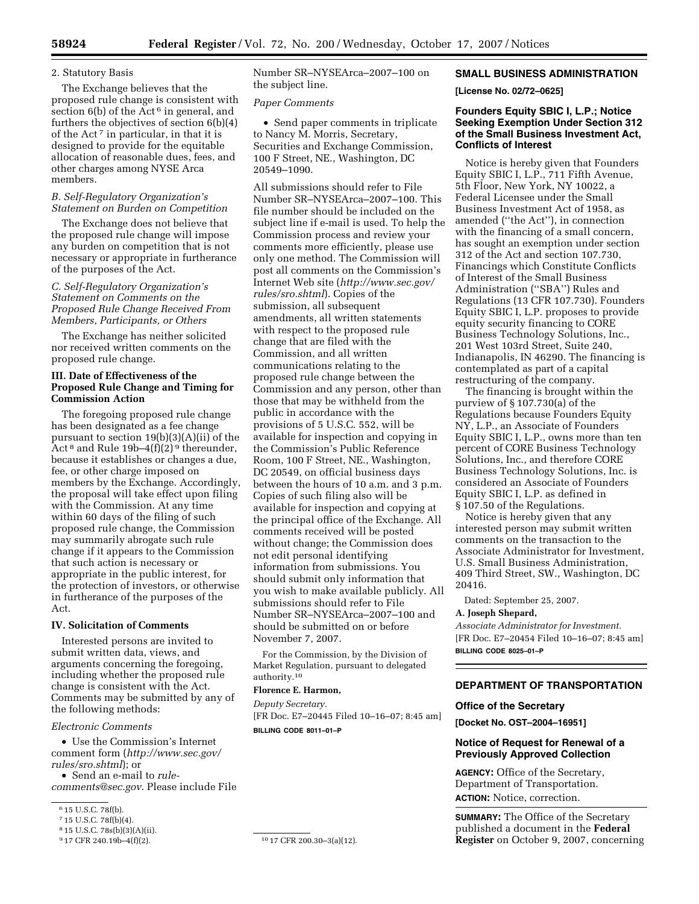2. Statutory Basis

The Exchange believes that the proposed rule change is consistent with section 6(b) of the Act [6] in general, and furthers the objectives of section 6(b)(4) of the Act [7] in particular, in that it is designed to provide for the equitable allocation of reasonable dues, fees, and other charges among NYSE Arca members.

*B. Self-Regulatory Organization's Statement on Burden on Competition*

The Exchange does not believe that the proposed rule change will impose any burden on competition that is not necessary or appropriate in furtherance of the purposes of the Act.

*C. Self-Regulatory Organization's Statement on Comments on the Proposed Rule Change Received From Members, Participants, or Others*

The Exchange has neither solicited nor received written comments on the proposed rule change.

**III. Date of Effectiveness of the Proposed Rule Change and Timing for Commission Action**

The foregoing proposed rule change has been designated as a fee change pursuant to section 19(b)(3)(A)(ii) of the Act [8] and Rule 19b–4(f)(2) [9] thereunder, because it establishes or changes a due, fee, or other charge imposed on members by the Exchange. Accordingly, the proposal will take effect upon filing with the Commission. At any time within 60 days of the filing of such proposed rule change, the Commission may summarily abrogate such rule change if it appears to the Commission that such action is necessary or appropriate in the public interest, for the protection of investors, or otherwise in furtherance of the purposes of the Act.

**IV. Solicitation of Comments**

Interested persons are invited to submit written data, views, and arguments concerning the foregoing, including whether the proposed rule change is consistent with the Act. Comments may be submitted by any of the following methods:

*Electronic Comments*

- Use the Commission's Internet comment form (*http://www.sec.gov/rules/sro.shtml*); or
- Send an e-mail to *rule-comments@sec.gov*. Please include File Number SR–NYSEArca–2007–100 on the subject line.

*Paper Comments*

- Send paper comments in triplicate to Nancy M. Morris, Secretary, Securities and Exchange Commission, 100 F Street, NE., Washington, DC 20549–1090.

All submissions should refer to File Number SR–NYSEArca–2007–100. This file number should be included on the subject line if e-mail is used. To help the Commission process and review your comments more efficiently, please use only one method. The Commission will post all comments on the Commission's Internet Web site (*http://www.sec.gov/rules/sro.shtml*). Copies of the submission, all subsequent amendments, all written statements with respect to the proposed rule change that are filed with the Commission, and all written communications relating to the proposed rule change between the Commission and any person, other than those that may be withheld from the public in accordance with the provisions of 5 U.S.C. 552, will be available for inspection and copying in the Commission's Public Reference Room, 100 F Street, NE., Washington, DC 20549, on official business days between the hours of 10 a.m. and 3 p.m. Copies of such filing also will be available for inspection and copying at the principal office of the Exchange. All comments received will be posted without change; the Commission does not edit personal identifying information from submissions. You should submit only information that you wish to make available publicly. All submissions should refer to File Number SR–NYSEArca–2007–100 and should be submitted on or before November 7, 2007.

For the Commission, by the Division of Market Regulation, pursuant to delegated authority.[10]

**Florence E. Harmon,**

*Deputy Secretary.*

[FR Doc. E7–20445 Filed 10–16–07; 8:45 am]

**BILLING CODE 8011–01–P**

[6] 15 U.S.C. 78f(b).

[7] 15 U.S.C. 78f(b)(4).

[8] 15 U.S.C. 78s(b)(3)(A)(ii).

[9] 17 CFR 240.19b–4(f)(2).

[10] 17 CFR 200.30–3(a)(12).

## SMALL BUSINESS ADMINISTRATION

**[License No. 02/72–0625]**

### Founders Equity SBIC I, L.P.; Notice Seeking Exemption Under Section 312 of the Small Business Investment Act, Conflicts of Interest

Notice is hereby given that Founders Equity SBIC I, L.P., 711 Fifth Avenue, 5th Floor, New York, NY 10022, a Federal Licensee under the Small Business Investment Act of 1958, as amended (''the Act''), in connection with the financing of a small concern, has sought an exemption under section 312 of the Act and section 107.730, Financings which Constitute Conflicts of Interest of the Small Business Administration (''SBA'') Rules and Regulations (13 CFR 107.730). Founders Equity SBIC I, L.P. proposes to provide equity security financing to CORE Business Technology Solutions, Inc., 201 West 103rd Street, Suite 240, Indianapolis, IN 46290. The financing is contemplated as part of a capital restructuring of the company.

The financing is brought within the purview of § 107.730(a) of the Regulations because Founders Equity NY, L.P., an Associate of Founders Equity SBIC I, L.P., owns more than ten percent of CORE Business Technology Solutions, Inc., and therefore CORE Business Technology Solutions, Inc. is considered an Associate of Founders Equity SBIC I, L.P. as defined in § 107.50 of the Regulations.

Notice is hereby given that any interested person may submit written comments on the transaction to the Associate Administrator for Investment, U.S. Small Business Administration, 409 Third Street, SW., Washington, DC 20416.

Dated: September 25, 2007.

**A. Joseph Shepard,**

*Associate Administrator for Investment.*

[FR Doc. E7–20454 Filed 10–16–07; 8:45 am]

**BILLING CODE 8025–01–P**

## DEPARTMENT OF TRANSPORTATION

### Office of the Secretary

**[Docket No. OST–2004–16951]**

### Notice of Request for Renewal of a Previously Approved Collection

**AGENCY:** Office of the Secretary, Department of Transportation.

**ACTION:** Notice, correction.

**SUMMARY:** The Office of the Secretary published a document in the **Federal Register** on October 9, 2007, concerning